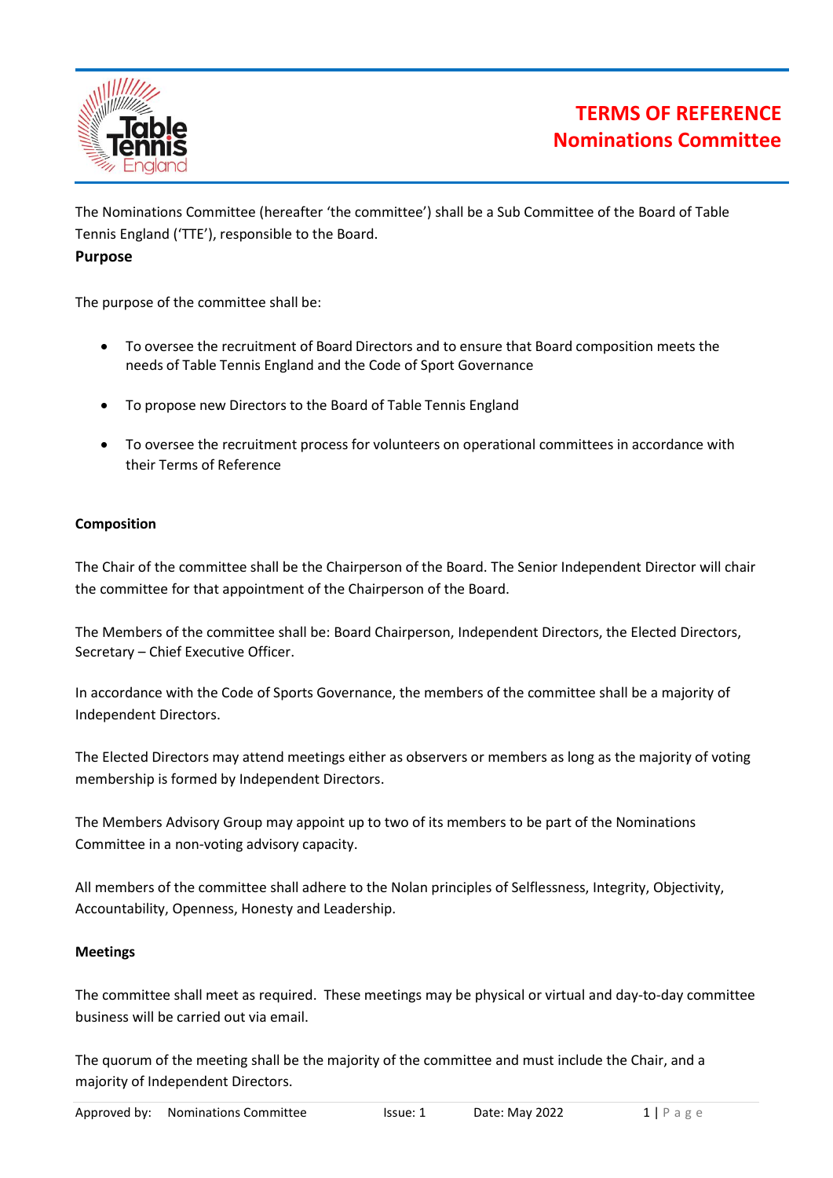# TERMS OF REFERENCE
# Nominations Committee

The Nominations Committee (hereafter 'the committee') shall be a Sub Committee of the Board of Table Tennis England ('TTE'), responsible to the Board.

**Purpose**

The purpose of the committee shall be:

- To oversee the recruitment of Board Directors and to ensure that Board composition meets the needs of Table Tennis England and the Code of Sport Governance
- To propose new Directors to the Board of Table Tennis England
- To oversee the recruitment process for volunteers on operational committees in accordance with their Terms of Reference

**Composition**

The Chair of the committee shall be the Chairperson of the Board. The Senior Independent Director will chair the committee for that appointment of the Chairperson of the Board.

The Members of the committee shall be: Board Chairperson, Independent Directors, the Elected Directors, Secretary – Chief Executive Officer.

In accordance with the Code of Sports Governance, the members of the committee shall be a majority of Independent Directors.

The Elected Directors may attend meetings either as observers or members as long as the majority of voting membership is formed by Independent Directors.

The Members Advisory Group may appoint up to two of its members to be part of the Nominations Committee in a non-voting advisory capacity.

All members of the committee shall adhere to the Nolan principles of Selflessness, Integrity, Objectivity, Accountability, Openness, Honesty and Leadership.

**Meetings**

The committee shall meet as required. These meetings may be physical or virtual and day-to-day committee business will be carried out via email.

The quorum of the meeting shall be the majority of the committee and must include the Chair, and a majority of Independent Directors.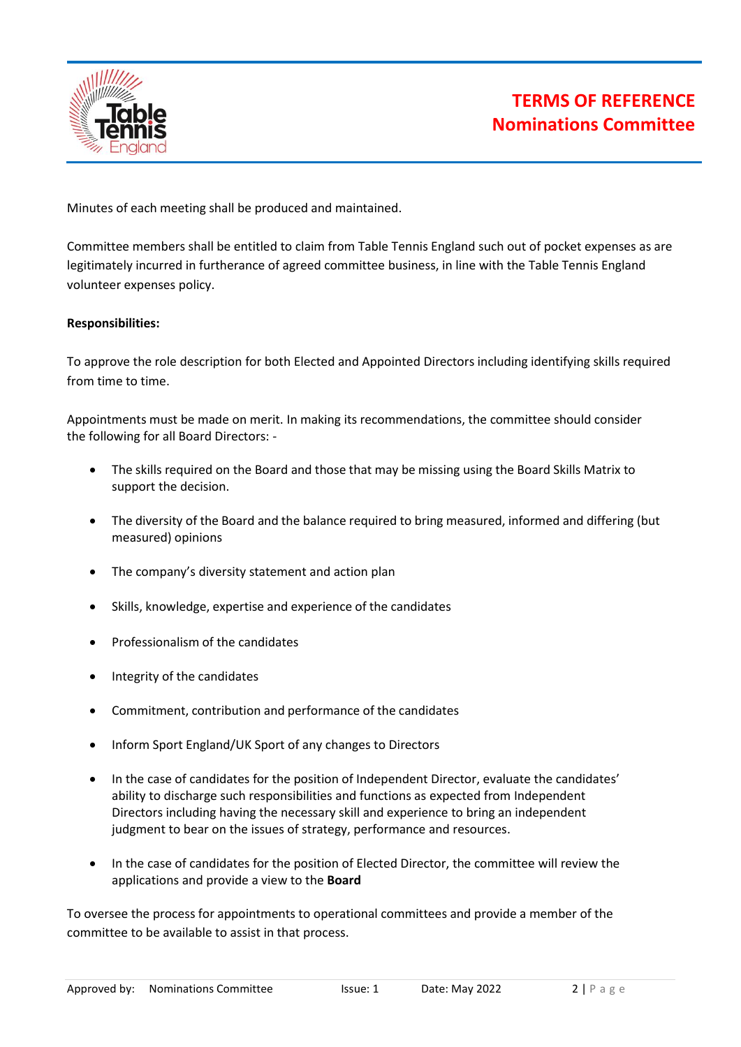Minutes of each meeting shall be produced and maintained.

Committee members shall be entitled to claim from Table Tennis England such out of pocket expenses as are legitimately incurred in furtherance of agreed committee business, in line with the Table Tennis England volunteer expenses policy.

**Responsibilities:**

To approve the role description for both Elected and Appointed Directors including identifying skills required from time to time.

Appointments must be made on merit. In making its recommendations, the committee should consider the following for all Board Directors: -

- The skills required on the Board and those that may be missing using the Board Skills Matrix to support the decision.
- The diversity of the Board and the balance required to bring measured, informed and differing (but measured) opinions
- The company's diversity statement and action plan
- Skills, knowledge, expertise and experience of the candidates
- Professionalism of the candidates
- Integrity of the candidates
- Commitment, contribution and performance of the candidates
- Inform Sport England/UK Sport of any changes to Directors
- In the case of candidates for the position of Independent Director, evaluate the candidates' ability to discharge such responsibilities and functions as expected from Independent Directors including having the necessary skill and experience to bring an independent judgment to bear on the issues of strategy, performance and resources.
- In the case of candidates for the position of Elected Director, the committee will review the applications and provide a view to the **Board**

To oversee the process for appointments to operational committees and provide a member of the committee to be available to assist in that process.